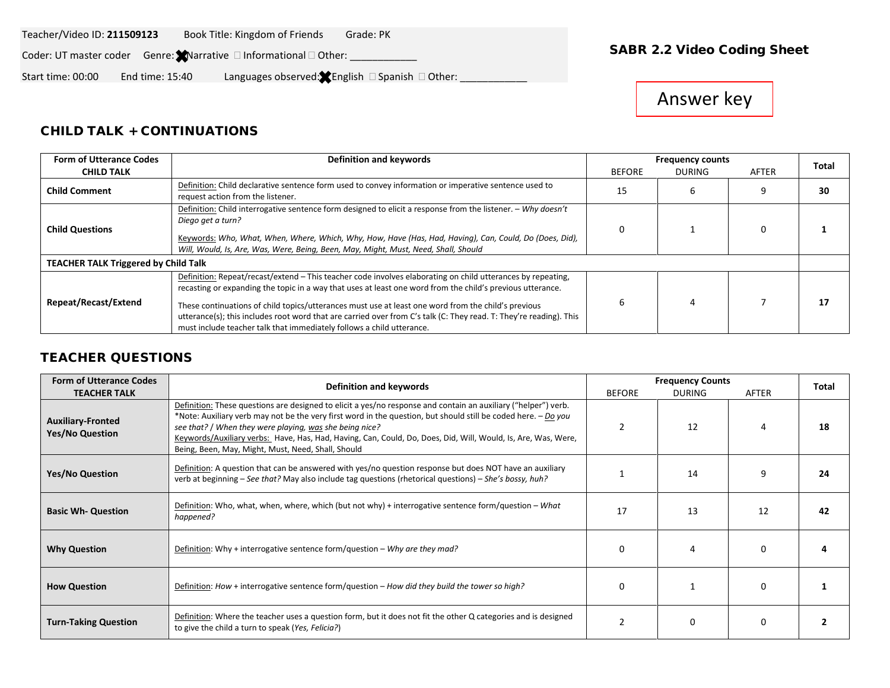Teacher/Video ID: **211509123** Book Title: Kingdom of Friends Grade: PK

Coder: UT master coder Genre: ☒ Narrative ☐ Informational ☐ Other: ____________

Start time: 00:00 End time: 15:40 Languages observed: ☒ English ☐ Spanish ☐ Other: ____________

## SABR 2.2 Video Coding Sheet

Answer key

## CHILD TALK + CONTINUATIONS

| Form of Utterance Codes CHILD TALK | Definition and keywords | Frequency counts | | | Total |
|---|---|---|---|---|---|
| | | BEFORE | DURING | AFTER | |
| **Child Comment** | Definition: Child declarative sentence form used to convey information or imperative sentence used to request action from the listener. | 15 | 6 | 9 | **30** |
| **Child Questions** | Definition: Child interrogative sentence form designed to elicit a response from the listener. – *Why doesn't Diego get a turn?* Keywords: *Who, What, When, Where, Which, Why, How, Have (Has, Had, Having), Can, Could, Do (Does, Did), Will, Would, Is, Are, Was, Were, Being, Been, May, Might, Must, Need, Shall, Should* | 0 | 1 | 0 | **1** |
| **TEACHER TALK Triggered by Child Talk** | | | | | |
| **Repeat/Recast/Extend** | Definition: Repeat/recast/extend – This teacher code involves elaborating on child utterances by repeating, recasting or expanding the topic in a way that uses at least one word from the child's previous utterance. These continuations of child topics/utterances must use at least one word from the child's previous utterance(s); this includes root word that are carried over from C's talk (C: They read. T: They're reading). This must include teacher talk that immediately follows a child utterance. | 6 | 4 | 7 | **17** |

## TEACHER QUESTIONS

| Form of Utterance Codes TEACHER TALK | Definition and keywords | Frequency Counts | | | Total |
|---|---|---|---|---|---|
| | | BEFORE | DURING | AFTER | |
| **Auxiliary-Fronted Yes/No Question** | Definition: These questions are designed to elicit a yes/no response and contain an auxiliary ("helper") verb. *Note: Auxiliary verb may not be the very first word in the question, but should still be coded here. – *Do you see that? / When they were playing, was she being nice?* Keywords/Auxiliary verbs: Have, Has, Had, Having, Can, Could, Do, Does, Did, Will, Would, Is, Are, Was, Were, Being, Been, May, Might, Must, Need, Shall, Should | 2 | 12 | 4 | **18** |
| **Yes/No Question** | Definition: A question that can be answered with yes/no question response but does NOT have an auxiliary verb at beginning – *See that?* May also include tag questions (rhetorical questions) – *She's bossy, huh?* | 1 | 14 | 9 | **24** |
| **Basic Wh- Question** | Definition: Who, what, when, where, which (but not why) + interrogative sentence form/question – *What happened?* | 17 | 13 | 12 | **42** |
| **Why Question** | Definition: Why + interrogative sentence form/question – *Why are they mad?* | 0 | 4 | 0 | **4** |
| **How Question** | Definition: *How* + interrogative sentence form/question – *How did they build the tower so high?* | 0 | 1 | 0 | **1** |
| **Turn-Taking Question** | Definition: Where the teacher uses a question form, but it does not fit the other Q categories and is designed to give the child a turn to speak (*Yes, Felicia?*) | 2 | 0 | 0 | **2** |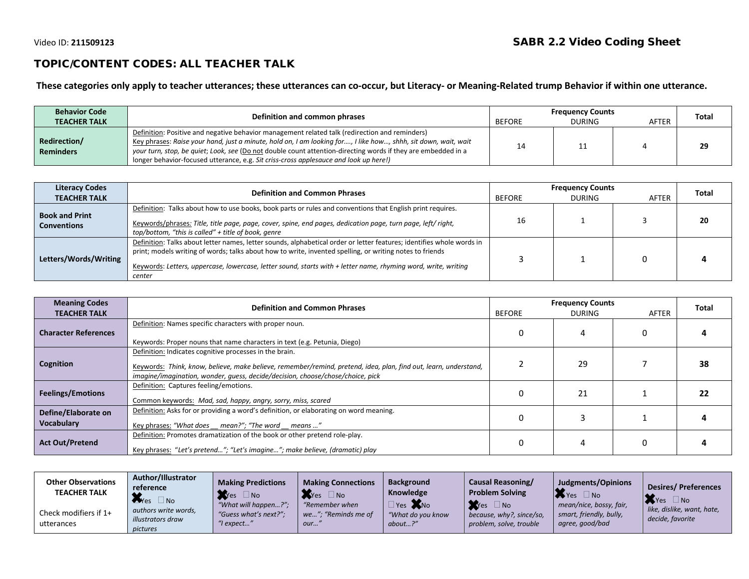Video ID: **211509123**

**SABR 2.2 Video Coding Sheet**

## TOPIC/CONTENT CODES: ALL TEACHER TALK

**These categories only apply to teacher utterances; these utterances can co-occur, but Literacy- or Meaning-Related trump Behavior if within one utterance.**

| Behavior Code TEACHER TALK | Definition and common phrases | Frequency Counts BEFORE | DURING | AFTER | Total |
|---|---|---|---|---|---|
| **Redirection/ Reminders** | Definition: Positive and negative behavior management related talk (redirection and reminders) Key phrases: *Raise your hand, just a minute, hold on, I am looking for…., I like how…, shhh, sit down, wait, wait your turn, stop, be quiet*; *Look, see* (Do not double count attention-directing words if they are embedded in a longer behavior-focused utterance, e.g. *Sit criss-cross applesauce and look up here!)* | 14 | 11 | 4 | **29** |

| Literacy Codes TEACHER TALK | Definition and Common Phrases | Frequency Counts BEFORE | DURING | AFTER | Total |
|---|---|---|---|---|---|
| **Book and Print Conventions** | Definition: Talks about how to use books, book parts or rules and conventions that English print requires. Keywords/phrases: *Title, title page, page, cover, spine, end pages, dedication page, turn page, left/ right, top/bottom, "this is called" + title of book, genre* | 16 | 1 | 3 | **20** |
| **Letters/Words/Writing** | Definition: Talks about letter names, letter sounds, alphabetical order or letter features; identifies whole words in print; models writing of words; talks about how to write, invented spelling, or writing notes to friends Keywords: *Letters, uppercase, lowercase, letter sound, starts with + letter name, rhyming word, write, writing center* | 3 | 1 | 0 | **4** |

| Meaning Codes TEACHER TALK | Definition and Common Phrases | Frequency Counts BEFORE | DURING | AFTER | Total |
|---|---|---|---|---|---|
| **Character References** | Definition: Names specific characters with proper noun. Keywords: Proper nouns that name characters in text (e.g. Petunia, Diego) | 0 | 4 | 0 | **4** |
| **Cognition** | Definition: Indicates cognitive processes in the brain. Keywords: *Think, know, believe, make believe, remember/remind, pretend, idea, plan, find out, learn, understand, imagine/imagination, wonder, guess, decide/decision, choose/chose/choice, pick* | 2 | 29 | 7 | **38** |
| **Feelings/Emotions** | Definition: Captures feeling/emotions. Common keywords: *Mad, sad, happy, angry, sorry, miss, scared* | 0 | 21 | 1 | **22** |
| **Define/Elaborate on Vocabulary** | Definition: Asks for or providing a word's definition, or elaborating on word meaning. Key phrases: *"What does __ mean?"; "The word __ means …"* | 0 | 3 | 1 | **4** |
| **Act Out/Pretend** | Definition: Promotes dramatization of the book or other pretend role-play. Key phrases: *"Let's pretend…"; "Let's imagine…"; make believe, (dramatic) play* | 0 | 4 | 0 | **4** |

| Other Observations TEACHER TALK | Author/Illustrator reference | Making Predictions | Making Connections | Background Knowledge | Causal Reasoning/ Problem Solving | Judgments/Opinions | Desires/ Preferences |
|---|---|---|---|---|---|---|---|
| Check modifiers if 1+ utterances | ☒ Yes ☐ No *authors write words, illustrators draw pictures* | ☒ Yes ☐ No *"What will happen…?"; "Guess what's next?"; "I expect…"* | ☒ Yes ☐ No *"Remember when we…"; "Reminds me of our…"* | ☐ Yes ☒ No *"What do you know about…?"* | ☒ Yes ☐ No *because, why?, since/so, problem, solve, trouble* | ☒ Yes ☐ No *mean/nice, bossy, fair, smart, friendly, bully, agree, good/bad* | ☒ Yes ☐ No *like, dislike, want, hate, decide, favorite* |